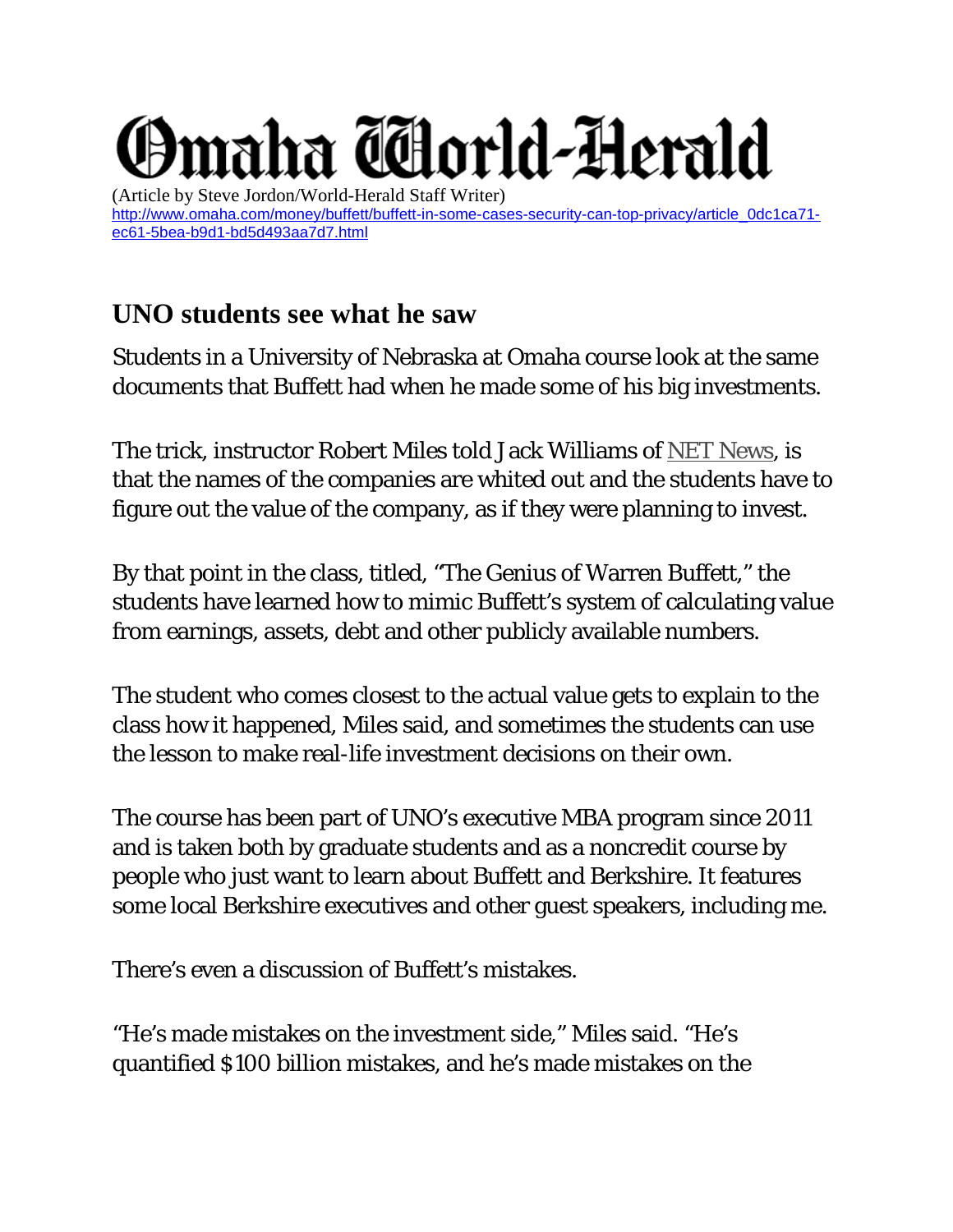# Omaha World-Herald

(Article by Steve Jordon/World-Herald Staff Writer)
http://www.omaha.com/money/buffett/buffett-in-some-cases-security-can-top-privacy/article_0dc1ca71-ec61-5bea-b9d1-bd5d493aa7d7.html

## UNO students see what he saw

Students in a University of Nebraska at Omaha course look at the same documents that Buffett had when he made some of his big investments.

The trick, instructor Robert Miles told Jack Williams of NET News, is that the names of the companies are whited out and the students have to figure out the value of the company, as if they were planning to invest.

By that point in the class, titled, "The Genius of Warren Buffett," the students have learned how to mimic Buffett's system of calculating value from earnings, assets, debt and other publicly available numbers.

The student who comes closest to the actual value gets to explain to the class how it happened, Miles said, and sometimes the students can use the lesson to make real-life investment decisions on their own.

The course has been part of UNO's executive MBA program since 2011 and is taken both by graduate students and as a noncredit course by people who just want to learn about Buffett and Berkshire. It features some local Berkshire executives and other guest speakers, including me.

There's even a discussion of Buffett's mistakes.

"He's made mistakes on the investment side," Miles said. "He's quantified $100 billion mistakes, and he's made mistakes on the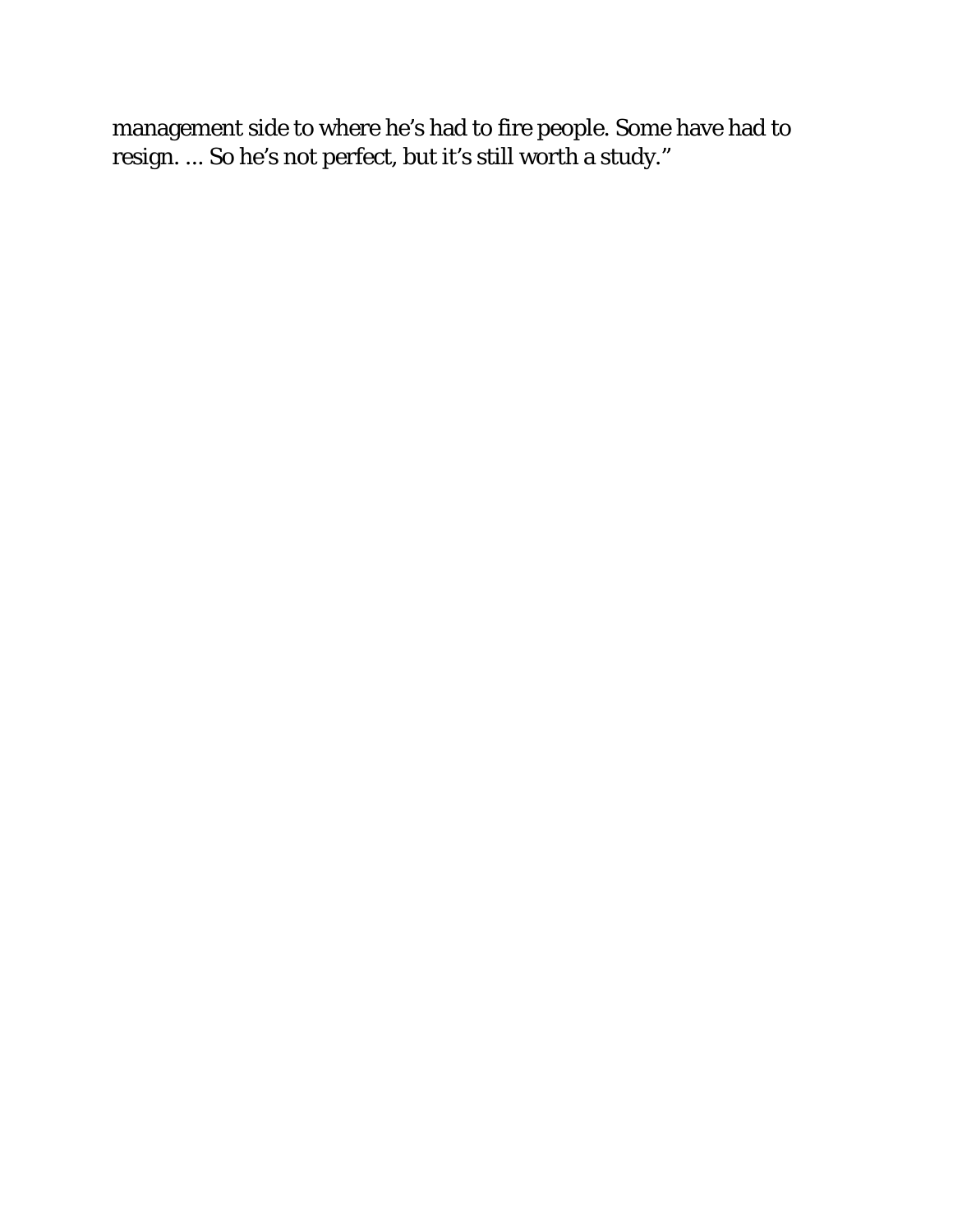management side to where he's had to fire people. Some have had to resign. ... So he's not perfect, but it's still worth a study."